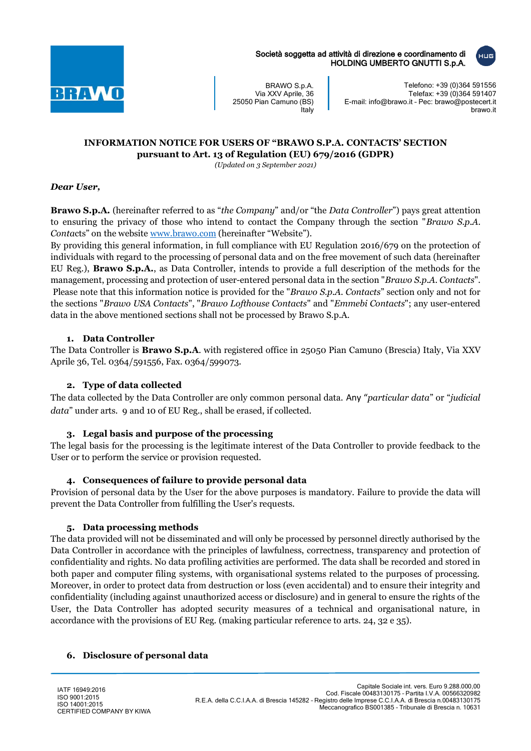Società soggetta ad attività di direzione e coordinamento di HOLDING UMBERTO GNUTTI S.p.A.

BRAWO S.p.A.
Via XXV Aprile, 36
25050 Pian Camuno (BS)
Italy

Telefono: +39 (0)364 591556
Telefax: +39 (0)364 591407
E-mail: info@brawo.it - Pec: brawo@postecert.it
brawo.it

**INFORMATION NOTICE FOR USERS OF "BRAWO S.P.A. CONTACTS' SECTION pursuant to Art. 13 of Regulation (EU) 679/2016 (GDPR)**

*(Updated on 3 September 2021)*

***Dear User,***

**Brawo S.p.A.** (hereinafter referred to as "*the Company*" and/or "the *Data Controller*") pays great attention to ensuring the privacy of those who intend to contact the Company through the section "*Brawo S.p.A. Contacts*" on the website www.brawo.com (hereinafter "Website").

By providing this general information, in full compliance with EU Regulation 2016/679 on the protection of individuals with regard to the processing of personal data and on the free movement of such data (hereinafter EU Reg.), **Brawo S.p.A.**, as Data Controller, intends to provide a full description of the methods for the management, processing and protection of user-entered personal data in the section "*Brawo S.p.A. Contacts*". Please note that this information notice is provided for the "*Brawo S.p.A. Contacts*" section only and not for the sections "*Brawo USA Contacts*", "*Brawo Lofthouse Contacts*" and "*Emmebi Contacts*"; any user-entered data in the above mentioned sections shall not be processed by Brawo S.p.A.

### 1. Data Controller

The Data Controller is **Brawo S.p.A**. with registered office in 25050 Pian Camuno (Brescia) Italy, Via XXV Aprile 36, Tel. 0364/591556, Fax. 0364/599073.

### 2. Type of data collected

The data collected by the Data Controller are only common personal data. Any *"particular data"* or "*judicial data*" under arts. 9 and 10 of EU Reg., shall be erased, if collected.

### 3. Legal basis and purpose of the processing

The legal basis for the processing is the legitimate interest of the Data Controller to provide feedback to the User or to perform the service or provision requested.

### 4. Consequences of failure to provide personal data

Provision of personal data by the User for the above purposes is mandatory. Failure to provide the data will prevent the Data Controller from fulfilling the User's requests.

### 5. Data processing methods

The data provided will not be disseminated and will only be processed by personnel directly authorised by the Data Controller in accordance with the principles of lawfulness, correctness, transparency and protection of confidentiality and rights. No data profiling activities are performed. The data shall be recorded and stored in both paper and computer filing systems, with organisational systems related to the purposes of processing. Moreover, in order to protect data from destruction or loss (even accidental) and to ensure their integrity and confidentiality (including against unauthorized access or disclosure) and in general to ensure the rights of the User, the Data Controller has adopted security measures of a technical and organisational nature, in accordance with the provisions of EU Reg. (making particular reference to arts. 24, 32 e 35).

### 6. Disclosure of personal data

IATF 16949:2016
ISO 9001:2015
ISO 14001:2015
CERTIFIED COMPANY BY KIWA

Capitale Sociale int. vers. Euro 9.288.000,00
Cod. Fiscale 00483130175 - Partita I.V.A. 00566320982
R.E.A. della C.C.I.A.A. di Brescia 145282 - Registro delle Imprese C.C.I.A.A. di Brescia n.00483130175
Meccanografico BS001385 - Tribunale di Brescia n. 10631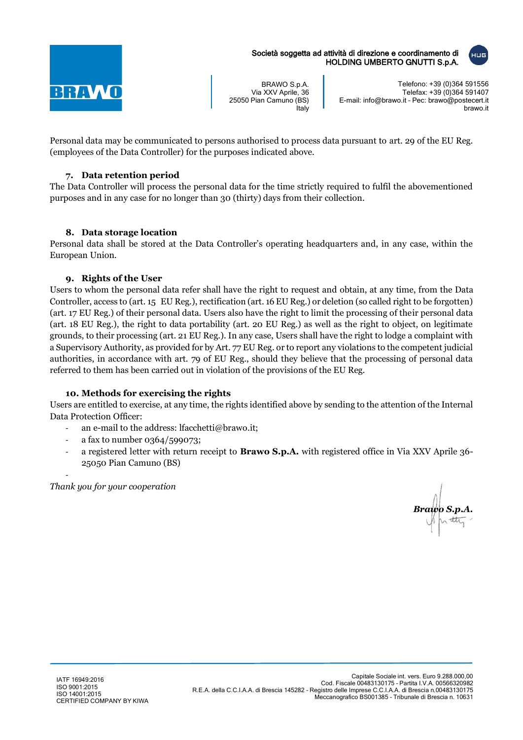Personal data may be communicated to persons authorised to process data pursuant to art. 29 of the EU Reg. (employees of the Data Controller) for the purposes indicated above.

### 7. Data retention period

The Data Controller will process the personal data for the time strictly required to fulfil the abovementioned purposes and in any case for no longer than 30 (thirty) days from their collection.

### 8. Data storage location

Personal data shall be stored at the Data Controller's operating headquarters and, in any case, within the European Union.

### 9. Rights of the User

Users to whom the personal data refer shall have the right to request and obtain, at any time, from the Data Controller, access to (art. 15 EU Reg.), rectification (art. 16 EU Reg.) or deletion (so called right to be forgotten) (art. 17 EU Reg.) of their personal data. Users also have the right to limit the processing of their personal data (art. 18 EU Reg.), the right to data portability (art. 20 EU Reg.) as well as the right to object, on legitimate grounds, to their processing (art. 21 EU Reg.). In any case, Users shall have the right to lodge a complaint with a Supervisory Authority, as provided for by Art. 77 EU Reg. or to report any violations to the competent judicial authorities, in accordance with art. 79 of EU Reg., should they believe that the processing of personal data referred to them has been carried out in violation of the provisions of the EU Reg.

### 10. Methods for exercising the rights

Users are entitled to exercise, at any time, the rights identified above by sending to the attention of the Internal Data Protection Officer:

- an e-mail to the address: lfacchetti@brawo.it;
- a fax to number 0364/599073;
- a registered letter with return receipt to **Brawo S.p.A.** with registered office in Via XXV Aprile 36-25050 Pian Camuno (BS)
- 

*Thank you for your cooperation*

***Brawo S.p.A.***